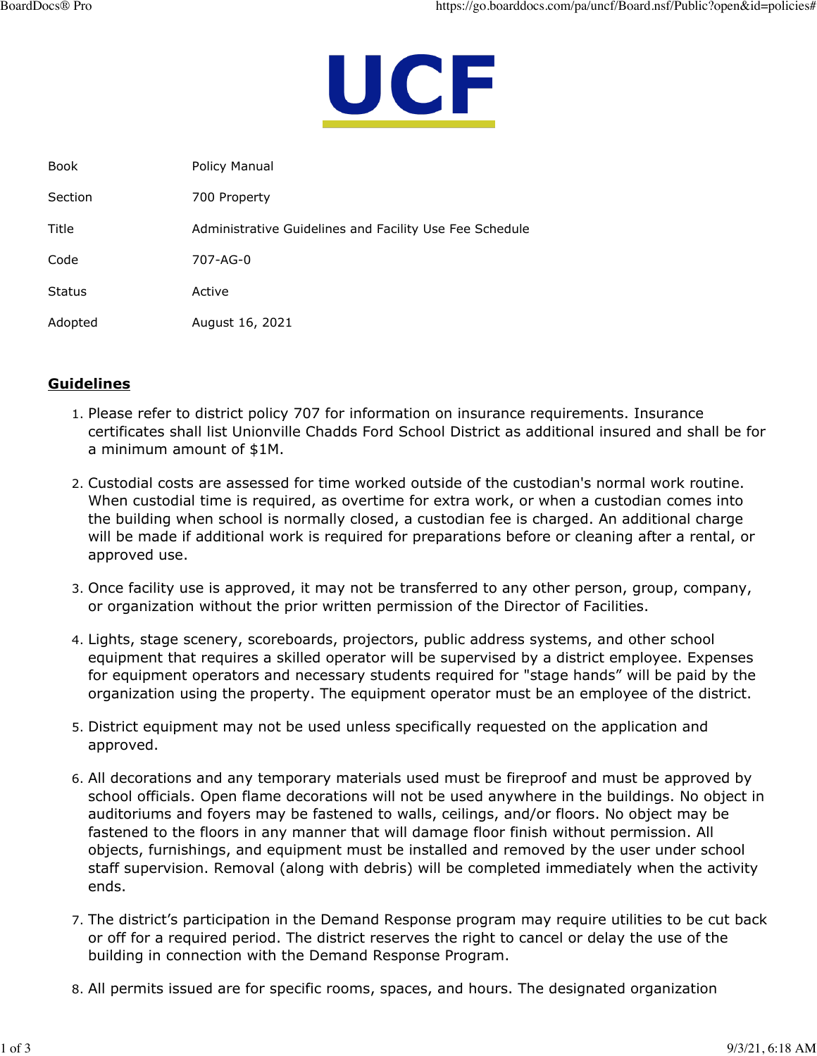UCF

| | |
|---|---|
| Book | Policy Manual |
| Section | 700 Property |
| Title | Administrative Guidelines and Facility Use Fee Schedule |
| Code | 707-AG-0 |
| Status | Active |
| Adopted | August 16, 2021 |

## Guidelines

1. Please refer to district policy 707 for information on insurance requirements. Insurance certificates shall list Unionville Chadds Ford School District as additional insured and shall be for a minimum amount of $1M.

2. Custodial costs are assessed for time worked outside of the custodian's normal work routine. When custodial time is required, as overtime for extra work, or when a custodian comes into the building when school is normally closed, a custodian fee is charged. An additional charge will be made if additional work is required for preparations before or cleaning after a rental, or approved use.

3. Once facility use is approved, it may not be transferred to any other person, group, company, or organization without the prior written permission of the Director of Facilities.

4. Lights, stage scenery, scoreboards, projectors, public address systems, and other school equipment that requires a skilled operator will be supervised by a district employee. Expenses for equipment operators and necessary students required for "stage hands" will be paid by the organization using the property. The equipment operator must be an employee of the district.

5. District equipment may not be used unless specifically requested on the application and approved.

6. All decorations and any temporary materials used must be fireproof and must be approved by school officials. Open flame decorations will not be used anywhere in the buildings. No object in auditoriums and foyers may be fastened to walls, ceilings, and/or floors. No object may be fastened to the floors in any manner that will damage floor finish without permission. All objects, furnishings, and equipment must be installed and removed by the user under school staff supervision. Removal (along with debris) will be completed immediately when the activity ends.

7. The district's participation in the Demand Response program may require utilities to be cut back or off for a required period. The district reserves the right to cancel or delay the use of the building in connection with the Demand Response Program.

8. All permits issued are for specific rooms, spaces, and hours. The designated organization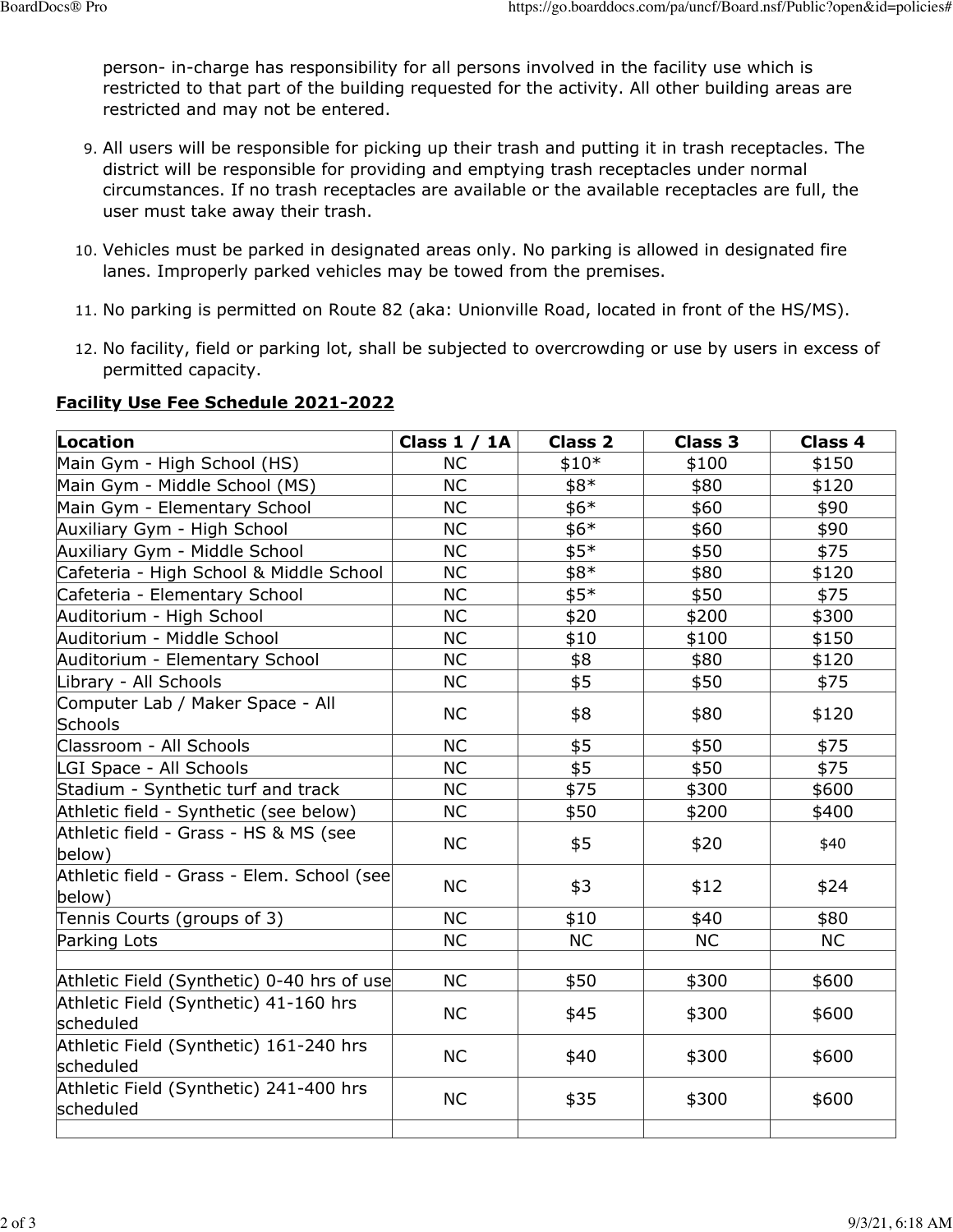person- in-charge has responsibility for all persons involved in the facility use which is restricted to that part of the building requested for the activity. All other building areas are restricted and may not be entered.

9. All users will be responsible for picking up their trash and putting it in trash receptacles. The district will be responsible for providing and emptying trash receptacles under normal circumstances. If no trash receptacles are available or the available receptacles are full, the user must take away their trash.
10. Vehicles must be parked in designated areas only. No parking is allowed in designated fire lanes. Improperly parked vehicles may be towed from the premises.
11. No parking is permitted on Route 82 (aka: Unionville Road, located in front of the HS/MS).
12. No facility, field or parking lot, shall be subjected to overcrowding or use by users in excess of permitted capacity.

**Facility Use Fee Schedule 2021-2022**

| Location | Class 1 / 1A | Class 2 | Class 3 | Class 4 |
|---|---|---|---|---|
| Main Gym - High School (HS) | NC | $10* | $100 | $150 |
| Main Gym - Middle School (MS) | NC | $8* | $80 | $120 |
| Main Gym - Elementary School | NC | $6* | $60 | $90 |
| Auxiliary Gym - High School | NC | $6* | $60 | $90 |
| Auxiliary Gym - Middle School | NC | $5* | $50 | $75 |
| Cafeteria - High School & Middle School | NC | $8* | $80 | $120 |
| Cafeteria - Elementary School | NC | $5* | $50 | $75 |
| Auditorium - High School | NC | $20 | $200 | $300 |
| Auditorium - Middle School | NC | $10 | $100 | $150 |
| Auditorium - Elementary School | NC | $8 | $80 | $120 |
| Library - All Schools | NC | $5 | $50 | $75 |
| Computer Lab / Maker Space - All Schools | NC | $8 | $80 | $120 |
| Classroom - All Schools | NC | $5 | $50 | $75 |
| LGI Space - All Schools | NC | $5 | $50 | $75 |
| Stadium - Synthetic turf and track | NC | $75 | $300 | $600 |
| Athletic field - Synthetic (see below) | NC | $50 | $200 | $400 |
| Athletic field - Grass - HS & MS (see below) | NC | $5 | $20 | $40 |
| Athletic field - Grass - Elem. School (see below) | NC | $3 | $12 | $24 |
| Tennis Courts (groups of 3) | NC | $10 | $40 | $80 |
| Parking Lots | NC | NC | NC | NC |
| | | | | |
| Athletic Field (Synthetic) 0-40 hrs of use | NC | $50 | $300 | $600 |
| Athletic Field (Synthetic) 41-160 hrs scheduled | NC | $45 | $300 | $600 |
| Athletic Field (Synthetic) 161-240 hrs scheduled | NC | $40 | $300 | $600 |
| Athletic Field (Synthetic) 241-400 hrs scheduled | NC | $35 | $300 | $600 |
| | | | | |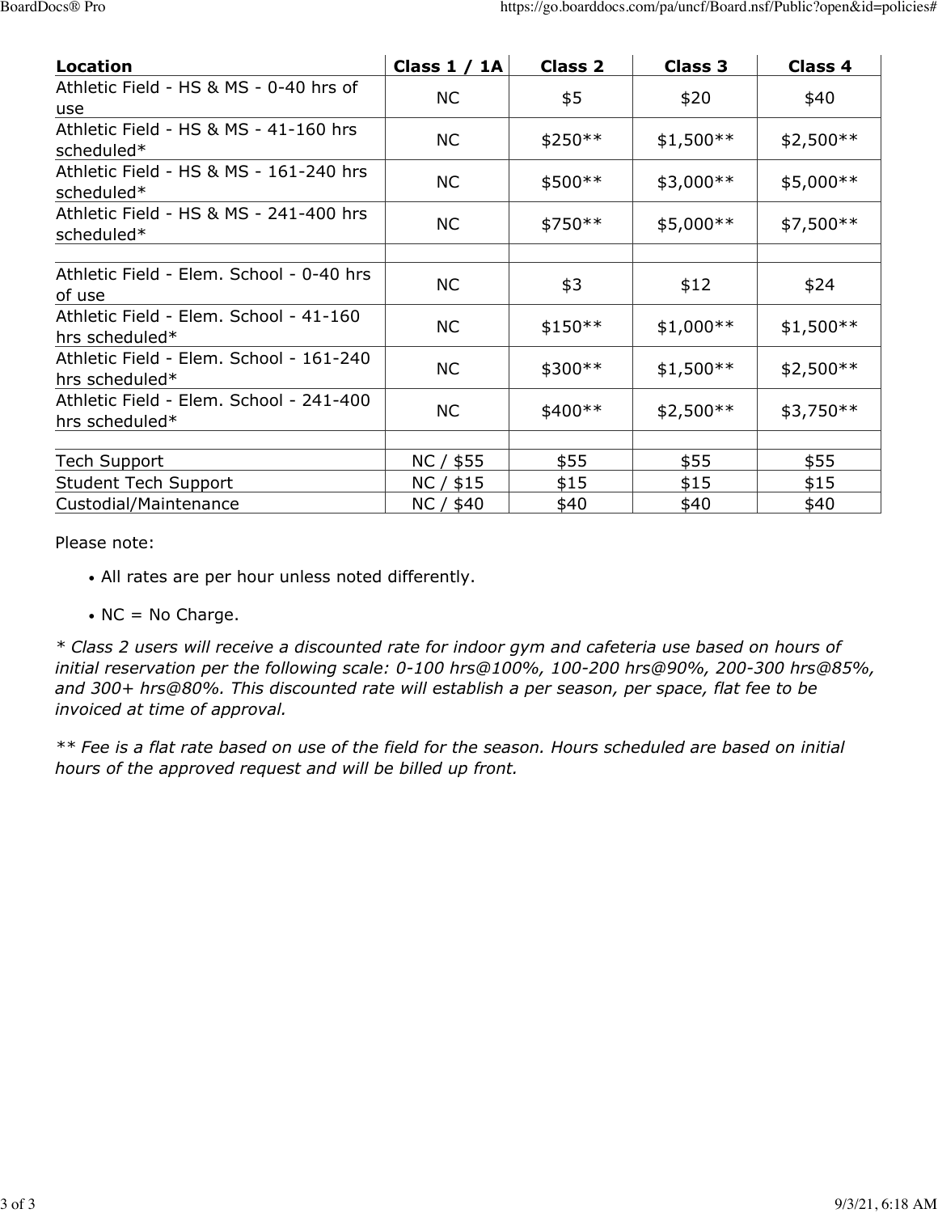| Location | Class 1 / 1A | Class 2 | Class 3 | Class 4 |
|---|---|---|---|---|
| Athletic Field - HS & MS - 0-40 hrs of use | NC | $5 | $20 | $40 |
| Athletic Field - HS & MS - 41-160 hrs scheduled* | NC | $250** | $1,500** | $2,500** |
| Athletic Field - HS & MS - 161-240 hrs scheduled* | NC | $500** | $3,000** | $5,000** |
| Athletic Field - HS & MS - 241-400 hrs scheduled* | NC | $750** | $5,000** | $7,500** |
| | | | | |
| Athletic Field - Elem. School - 0-40 hrs of use | NC | $3 | $12 | $24 |
| Athletic Field - Elem. School - 41-160 hrs scheduled* | NC | $150** | $1,000** | $1,500** |
| Athletic Field - Elem. School - 161-240 hrs scheduled* | NC | $300** | $1,500** | $2,500** |
| Athletic Field - Elem. School - 241-400 hrs scheduled* | NC | $400** | $2,500** | $3,750** |
| | | | | |
| Tech Support | NC / $55 | $55 | $55 | $55 |
| Student Tech Support | NC / $15 | $15 | $15 | $15 |
| Custodial/Maintenance | NC / $40 | $40 | $40 | $40 |

Please note:

- All rates are per hour unless noted differently.
- NC = No Charge.

*\* Class 2 users will receive a discounted rate for indoor gym and cafeteria use based on hours of initial reservation per the following scale: 0-100 hrs@100%, 100-200 hrs@90%, 200-300 hrs@85%, and 300+ hrs@80%. This discounted rate will establish a per season, per space, flat fee to be invoiced at time of approval.*

*\*\* Fee is a flat rate based on use of the field for the season. Hours scheduled are based on initial hours of the approved request and will be billed up front.*